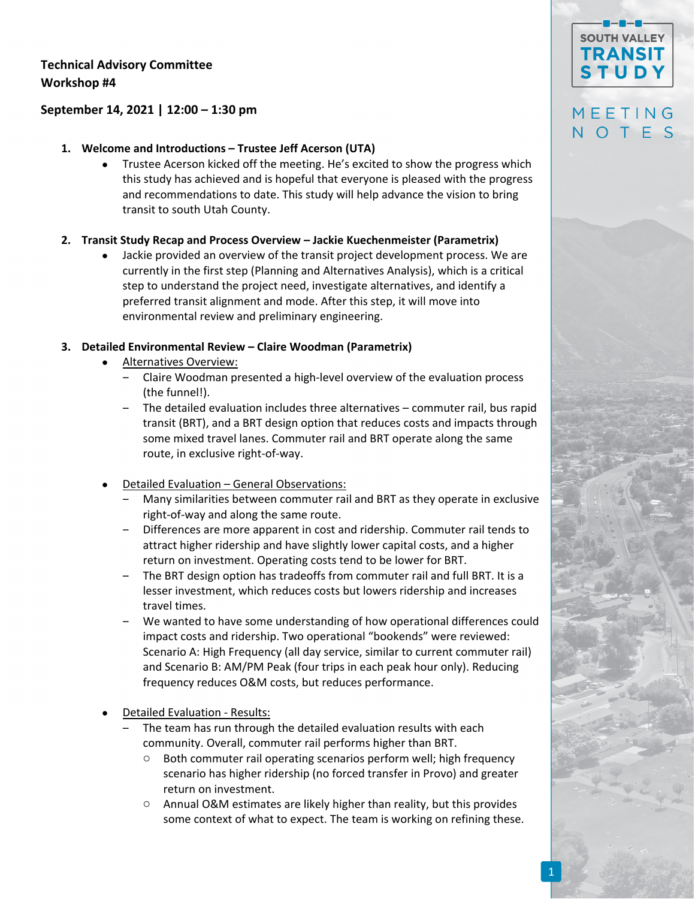**Technical Advisory Committee**
**Workshop #4**

**September 14, 2021 | 12:00 – 1:30 pm**

1. **Welcome and Introductions – Trustee Jeff Acerson (UTA)**
   - Trustee Acerson kicked off the meeting. He's excited to show the progress which this study has achieved and is hopeful that everyone is pleased with the progress and recommendations to date. This study will help advance the vision to bring transit to south Utah County.

2. **Transit Study Recap and Process Overview – Jackie Kuechenmeister (Parametrix)**
   - Jackie provided an overview of the transit project development process. We are currently in the first step (Planning and Alternatives Analysis), which is a critical step to understand the project need, investigate alternatives, and identify a preferred transit alignment and mode. After this step, it will move into environmental review and preliminary engineering.

3. **Detailed Environmental Review – Claire Woodman (Parametrix)**
   - Alternatives Overview:
     - Claire Woodman presented a high-level overview of the evaluation process (the funnel!).
     - The detailed evaluation includes three alternatives – commuter rail, bus rapid transit (BRT), and a BRT design option that reduces costs and impacts through some mixed travel lanes. Commuter rail and BRT operate along the same route, in exclusive right-of-way.
   - Detailed Evaluation – General Observations:
     - Many similarities between commuter rail and BRT as they operate in exclusive right-of-way and along the same route.
     - Differences are more apparent in cost and ridership. Commuter rail tends to attract higher ridership and have slightly lower capital costs, and a higher return on investment. Operating costs tend to be lower for BRT.
     - The BRT design option has tradeoffs from commuter rail and full BRT. It is a lesser investment, which reduces costs but lowers ridership and increases travel times.
     - We wanted to have some understanding of how operational differences could impact costs and ridership. Two operational "bookends" were reviewed: Scenario A: High Frequency (all day service, similar to current commuter rail) and Scenario B: AM/PM Peak (four trips in each peak hour only). Reducing frequency reduces O&M costs, but reduces performance.
   - Detailed Evaluation - Results:
     - The team has run through the detailed evaluation results with each community. Overall, commuter rail performs higher than BRT.
       - Both commuter rail operating scenarios perform well; high frequency scenario has higher ridership (no forced transfer in Provo) and greater return on investment.
       - Annual O&M estimates are likely higher than reality, but this provides some context of what to expect. The team is working on refining these.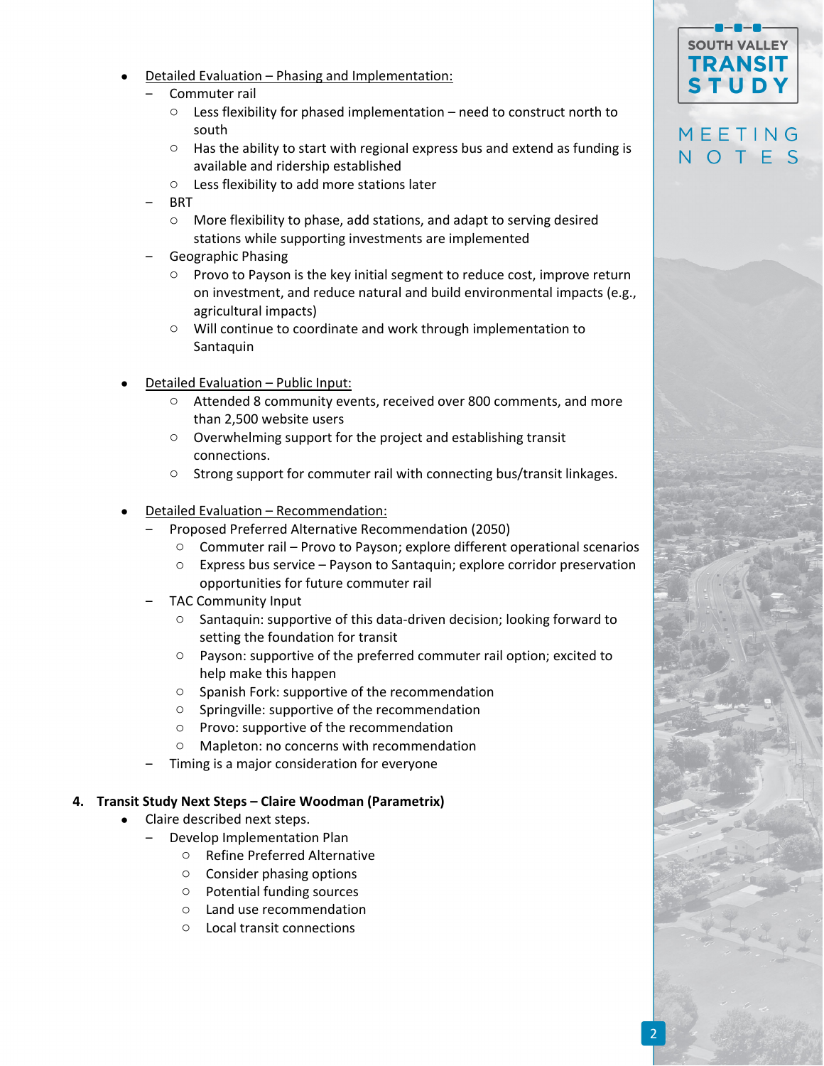- Detailed Evaluation – Phasing and Implementation:
  - Commuter rail
    - Less flexibility for phased implementation – need to construct north to south
    - Has the ability to start with regional express bus and extend as funding is available and ridership established
    - Less flexibility to add more stations later
  - BRT
    - More flexibility to phase, add stations, and adapt to serving desired stations while supporting investments are implemented
  - Geographic Phasing
    - Provo to Payson is the key initial segment to reduce cost, improve return on investment, and reduce natural and build environmental impacts (e.g., agricultural impacts)
    - Will continue to coordinate and work through implementation to Santaquin

- Detailed Evaluation – Public Input:
  - Attended 8 community events, received over 800 comments, and more than 2,500 website users
  - Overwhelming support for the project and establishing transit connections.
  - Strong support for commuter rail with connecting bus/transit linkages.

- Detailed Evaluation – Recommendation:
  - Proposed Preferred Alternative Recommendation (2050)
    - Commuter rail – Provo to Payson; explore different operational scenarios
    - Express bus service – Payson to Santaquin; explore corridor preservation opportunities for future commuter rail
  - TAC Community Input
    - Santaquin: supportive of this data-driven decision; looking forward to setting the foundation for transit
    - Payson: supportive of the preferred commuter rail option; excited to help make this happen
    - Spanish Fork: supportive of the recommendation
    - Springville: supportive of the recommendation
    - Provo: supportive of the recommendation
    - Mapleton: no concerns with recommendation
  - Timing is a major consideration for everyone

**4. Transit Study Next Steps – Claire Woodman (Parametrix)**

- Claire described next steps.
  - Develop Implementation Plan
    - Refine Preferred Alternative
    - Consider phasing options
    - Potential funding sources
    - Land use recommendation
    - Local transit connections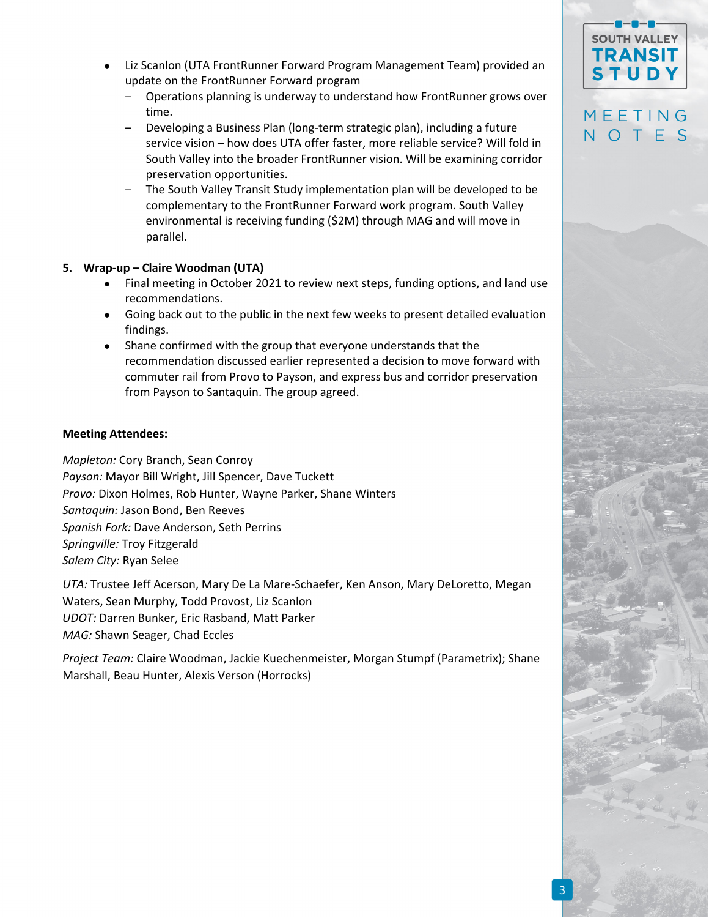- Liz Scanlon (UTA FrontRunner Forward Program Management Team) provided an update on the FrontRunner Forward program
  - Operations planning is underway to understand how FrontRunner grows over time.
  - Developing a Business Plan (long-term strategic plan), including a future service vision – how does UTA offer faster, more reliable service? Will fold in South Valley into the broader FrontRunner vision. Will be examining corridor preservation opportunities.
  - The South Valley Transit Study implementation plan will be developed to be complementary to the FrontRunner Forward work program. South Valley environmental is receiving funding ($2M) through MAG and will move in parallel.

**5. Wrap-up – Claire Woodman (UTA)**

- Final meeting in October 2021 to review next steps, funding options, and land use recommendations.
- Going back out to the public in the next few weeks to present detailed evaluation findings.
- Shane confirmed with the group that everyone understands that the recommendation discussed earlier represented a decision to move forward with commuter rail from Provo to Payson, and express bus and corridor preservation from Payson to Santaquin. The group agreed.

**Meeting Attendees:**

*Mapleton:* Cory Branch, Sean Conroy
*Payson:* Mayor Bill Wright, Jill Spencer, Dave Tuckett
*Provo:* Dixon Holmes, Rob Hunter, Wayne Parker, Shane Winters
*Santaquin:* Jason Bond, Ben Reeves
*Spanish Fork:* Dave Anderson, Seth Perrins
*Springville:* Troy Fitzgerald
*Salem City:* Ryan Selee

*UTA:* Trustee Jeff Acerson, Mary De La Mare-Schaefer, Ken Anson, Mary DeLoretto, Megan Waters, Sean Murphy, Todd Provost, Liz Scanlon
*UDOT:* Darren Bunker, Eric Rasband, Matt Parker
*MAG:* Shawn Seager, Chad Eccles

*Project Team:* Claire Woodman, Jackie Kuechenmeister, Morgan Stumpf (Parametrix); Shane Marshall, Beau Hunter, Alexis Verson (Horrocks)